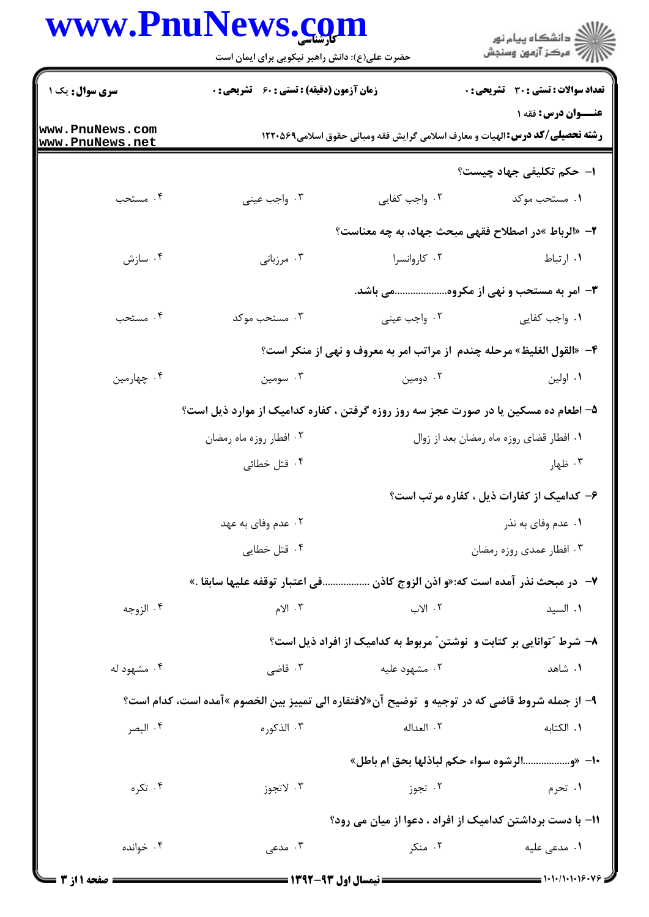**سری سوال:** یک ۱

**زمان آزمون (دقیقه) : تستی : ۶۰ تشریحی : ۰**

**تعداد سوالات : تستی : ۳۰ تشریحی : ۰**

**عنـــوان درس:** فقه ۱

**رشته تحصیلی/کد درس:** الهیات و معارف اسلامی گرایش فقه ومبانی حقوق اسلامی۱۲۲۰۵۶۹

**۱- حکم تکلیفی جهاد چیست؟**

۱. مستحب موکد
۲. واجب کفایی
۳. واجب عینی
۴. مستحب

**۲- «الرباط »در اصطلاح فقهی مبحث جهاد، به چه معناست؟**

۱. ارتباط
۲. کاروانسرا
۳. مرزبانی
۴. سازش

**۳- امر به مستحب و نهی از مکروه...................می باشد.**

۱. واجب کفایی
۲. واجب عینی
۳. مستحب موکد
۴. مستحب

**۴- «القول الغلیظ» مرحله چندم از مراتب امر به معروف و نهی از منکر است؟**

۱. اولین
۲. دومین
۳. سومین
۴. چهارمین

**۵- اطعام ده مسکین یا در صورت عجز سه روز روزه گرفتن ، کفاره کدامیک از موارد ذیل است؟**

۱. افطار قضای روزه ماه رمضان بعد از زوال
۲. افطار روزه ماه رمضان
۳. ظهار
۴. قتل خطائی

**۶- کدامیک از کفارات ذیل ، کفاره مرتب است؟**

۱. عدم وفای به نذر
۲. عدم وفای به عهد
۳. افطار عمدی روزه رمضان
۴. قتل خطایی

**۷- در مبحث نذر آمده است که:«و اذن الزوج کاذن .................في اعتبار توقفه علیها سابقا .»**

۱. السید
۲. الاب
۳. الام
۴. الزوجه

**۸- شرط "توانایی بر کتابت و نوشتن" مربوط به کدامیک از افراد ذیل است؟**

۱. شاهد
۲. مشهود علیه
۳. قاضی
۴. مشهود له

**۹- از جمله شروط قاضی که در توجیه و توضیح آن«لافتقاره الی تمییز بین الخصوم »آمده است، کدام است؟**

۱. الکتابه
۲. العداله
۳. الذکوره
۴. البصر

**۱۰- «و.................الرشوه سواء حکم لباذلها بحق ام باطل»**

۱. تحرم
۲. تجوز
۳. لاتجوز
۴. تکره

**۱۱- با دست برداشتن کدامیک از افراد ، دعوا از میان می رود؟**

۱. مدعی علیه
۲. منکر
۳. مدعی
۴. خوانده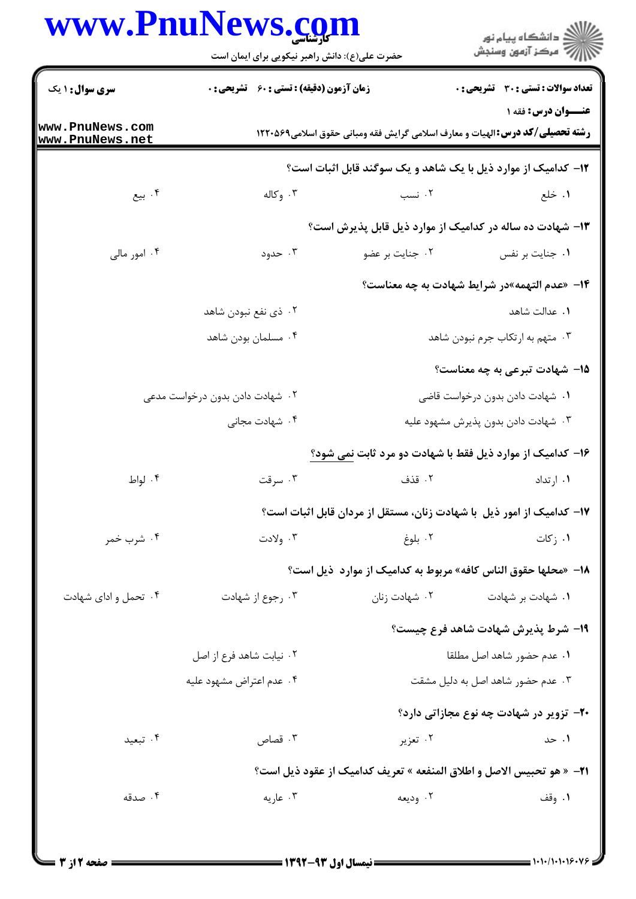**سری سوال:** ۱ یک | **زمان آزمون (دقیقه) : تستی :** ۶۰ **تشریحی :** ۰ | **تعداد سوالات : تستی :** ۳۰ **تشریحی :** ۰

**عنـــوان درس:** فقه ۱

**رشته تحصیلی/کد درس:** الهیات و معارف اسلامی گرایش فقه ومبانی حقوق اسلامی۱۲۲۰۵۶۹

۱۲- کدامیک از موارد ذیل با یک شاهد و یک سوگند قابل اثبات است؟

۱. خلع
۲. نسب
۳. وکاله
۴. بیع

۱۳- شهادت ده ساله در کدامیک از موارد ذیل قابل پذیرش است؟

۱. جنایت بر نفس
۲. جنایت بر عضو
۳. حدود
۴. امور مالی

۱۴- «عدم التهمه»در شرایط شهادت به چه معناست؟

۱. عدالت شاهد
۲. ذی نفع نبودن شاهد
۳. متهم به ارتکاب جرم نبودن شاهد
۴. مسلمان بودن شاهد

۱۵- شهادت تبرعی به چه معناست؟

۱. شهادت دادن بدون درخواست قاضی
۲. شهادت دادن بدون درخواست مدعی
۳. شهادت دادن بدون پذیرش مشهود علیه
۴. شهادت مجانی

۱۶- کدامیک از موارد ذیل فقط با شهادت دو مرد ثابت <u>نمی</u> شود؟

۱. ارتداد
۲. قذف
۳. سرقت
۴. لواط

۱۷- کدامیک از امور ذیل با شهادت زنان، مستقل از مردان قابل اثبات است؟

۱. زکات
۲. بلوغ
۳. ولادت
۴. شرب خمر

۱۸- «محلها حقوق الناس کافه» مربوط به کدامیک از موارد ذیل است؟

۱. شهادت بر شهادت
۲. شهادت زنان
۳. رجوع از شهادت
۴. تحمل و ادای شهادت

۱۹- شرط پذیرش شهادت شاهد فرع چیست؟

۱. عدم حضور شاهد اصل مطلقا
۲. نیابت شاهد فرع از اصل
۳. عدم حضور شاهد اصل به دلیل مشقت
۴. عدم اعتراض مشهود علیه

۲۰- تزویر در شهادت چه نوع مجازاتی دارد؟

۱. حد
۲. تعزیر
۳. قصاص
۴. تبعید

۲۱- « هو تحبیس الاصل و اطلاق المنفعه » تعریف کدامیک از عقود ذیل است؟

۱. وقف
۲. ودیعه
۳. عاریه
۴. صدقه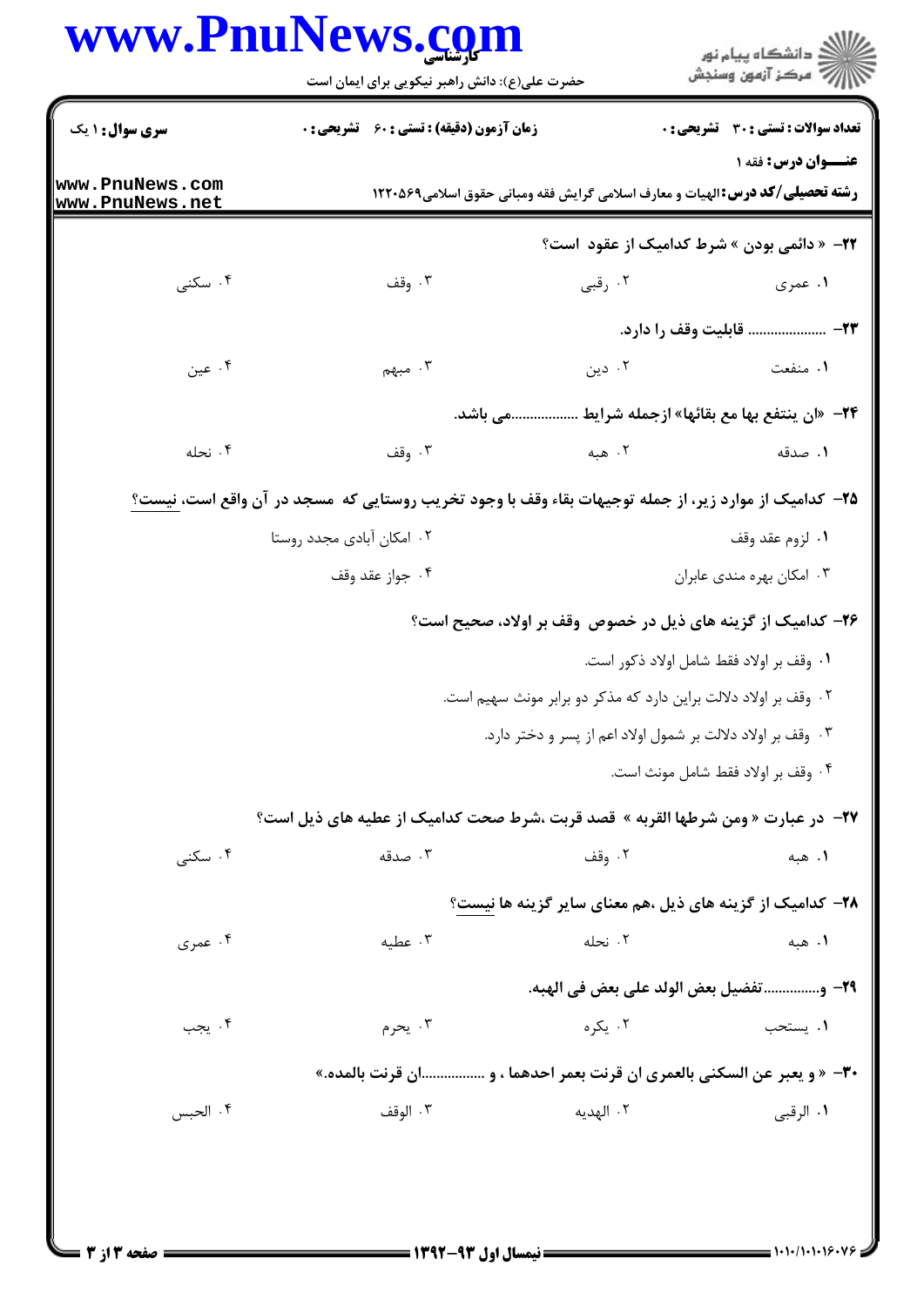۲۲- « دائمی بودن » شرط کدامیک از عقود است؟

۱. عمری
۲. رقبی
۳. وقف
۴. سکنی

۲۳- .................... قابلیت وقف را دارد.

۱. منفعت
۲. دین
۳. مبهم
۴. عین

۲۴- «ان ینتفع بها مع بقائها» ازجمله شرایط ..................می باشد.

۱. صدقه
۲. هبه
۳. وقف
۴. نحله

۲۵- کدامیک از موارد زیر، از جمله توجیهات بقاء وقف با وجود تخریب روستایی که مسجد در آن واقع است، نیست؟

۱. لزوم عقد وقف
۲. امکان آبادی مجدد روستا
۳. امکان بهره مندی عابران
۴. جواز عقد وقف

۲۶- کدامیک از گزینه های ذیل در خصوص وقف بر اولاد، صحیح است؟

۱. وقف بر اولاد فقط شامل اولاد ذکور است.
۲. وقف بر اولاد دلالت براین دارد که مذکر دو برابر مونث سهیم است.
۳. وقف بر اولاد دلالت بر شمول اولاد اعم از پسر و دختر دارد.
۴. وقف بر اولاد فقط شامل مونث است.

۲۷- در عبارت « ومن شرطها القربه » قصد قربت ،شرط صحت کدامیک از عطیه های ذیل است؟

۱. هبه
۲. وقف
۳. صدقه
۴. سکنی

۲۸- کدامیک از گزینه های ذیل ،هم معنای سایر گزینه ها نیست؟

۱. هبه
۲. نحله
۳. عطیه
۴. عمری

۲۹- و...............تفضیل بعض الولد علی بعض فی الهبه.

۱. یستحب
۲. یکره
۳. یحرم
۴. یجب

۳۰- « و یعبر عن السکنی بالعمری ان قرنت بعمر احدهما ، و .................ان قرنت بالمده.»

۱. الرقبی
۲. الهدیه
۳. الوقف
۴. الحبس